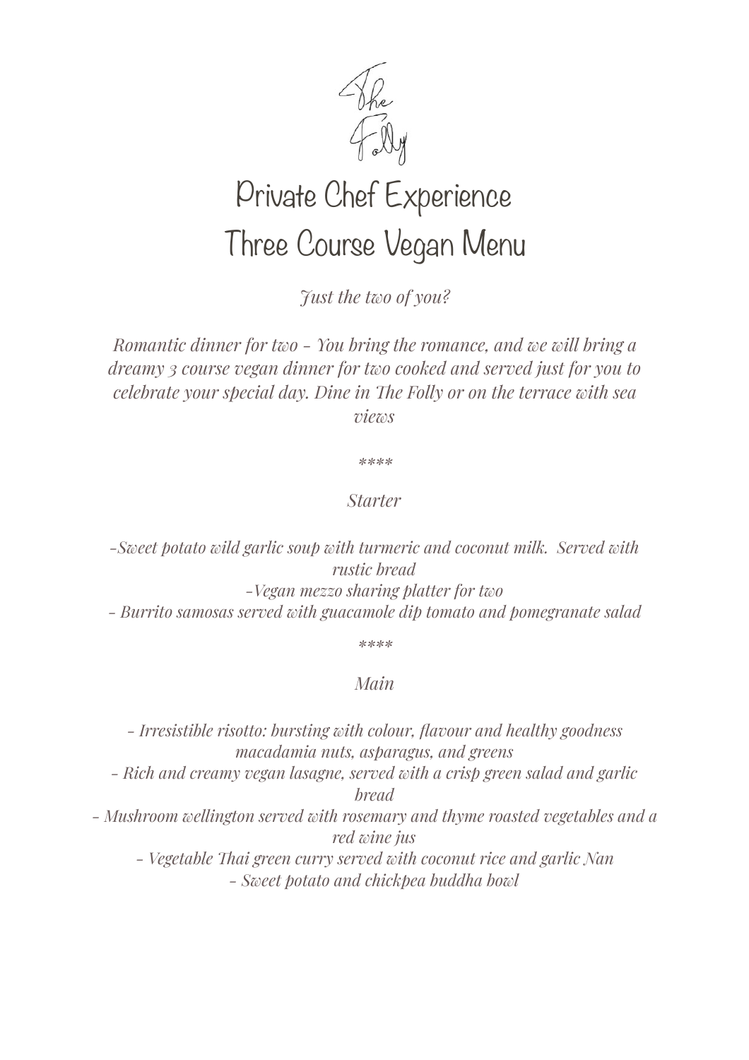The Folly

# Private Chef Experience
# Three Course Vegan Menu

*Just the two of you?*

*Romantic dinner for two - You bring the romance, and we will bring a dreamy 3 course vegan dinner for two cooked and served just for you to celebrate your special day. Dine in The Folly or on the terrace with sea views*

*****

*Starter*

*-Sweet potato wild garlic soup with turmeric and coconut milk. Served with rustic bread*
*-Vegan mezzo sharing platter for two*
*- Burrito samosas served with guacamole dip tomato and pomegranate salad*

*****

*Main*

*- Irresistible risotto: bursting with colour, flavour and healthy goodness macadamia nuts, asparagus, and greens*
*- Rich and creamy vegan lasagne, served with a crisp green salad and garlic bread*
*- Mushroom wellington served with rosemary and thyme roasted vegetables and a red wine jus*
*- Vegetable Thai green curry served with coconut rice and garlic Nan*
*- Sweet potato and chickpea buddha bowl*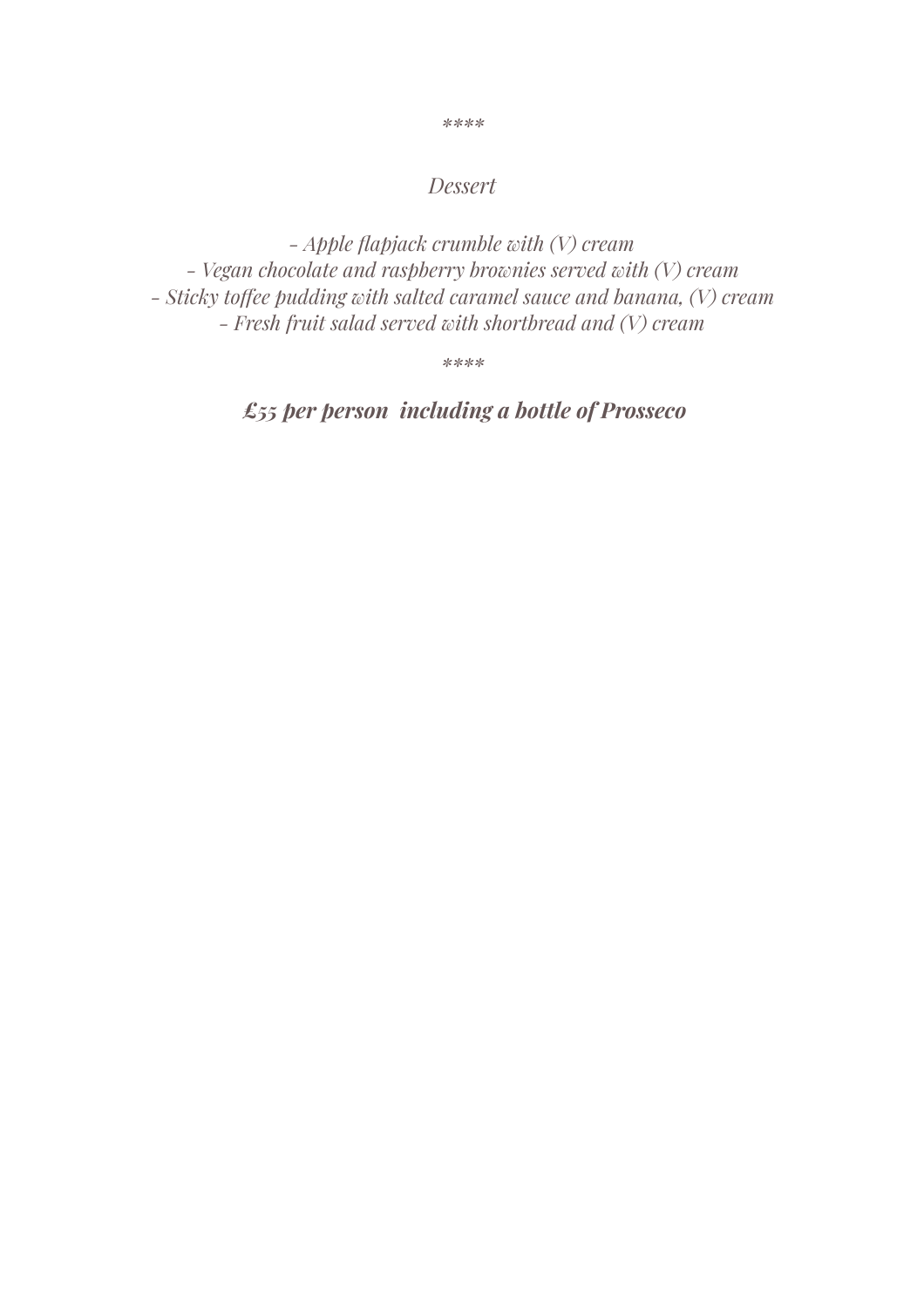****

*Dessert*

*- Apple flapjack crumble with (V) cream*
*- Vegan chocolate and raspberry brownies served with (V) cream*
*- Sticky toffee pudding with salted caramel sauce and banana, (V) cream*
*- Fresh fruit salad served with shortbread and (V) cream*

****

***£55 per person  including a bottle of Prosseco***